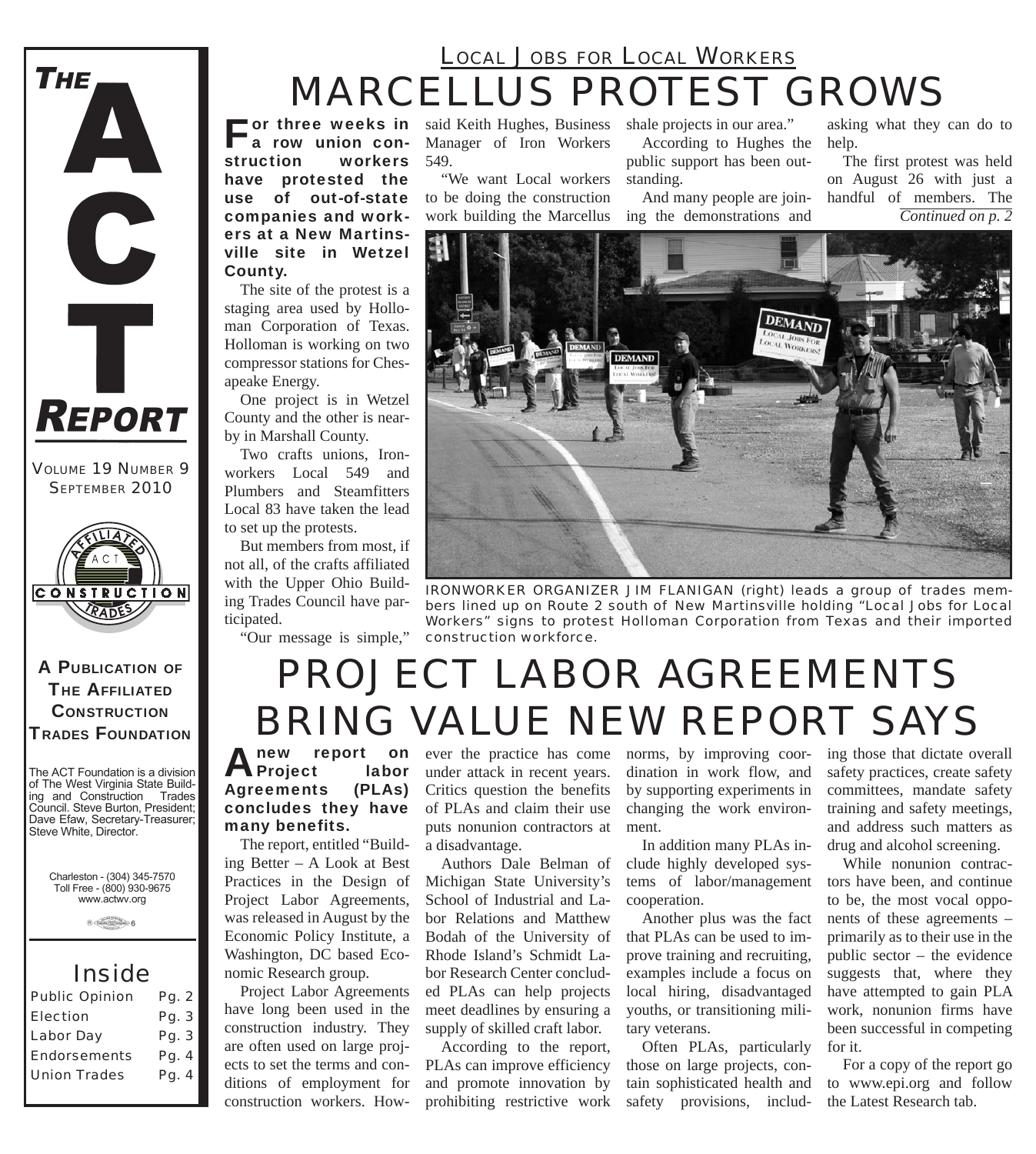# THE ACT REPORT

VOLUME 19 NUMBER 9
SEPTEMBER 2010

**A PUBLICATION OF THE AFFILIATED CONSTRUCTION TRADES FOUNDATION**

The ACT Foundation is a division of The West Virginia State Building and Construction Trades Council. Steve Burton, President; Dave Efaw, Secretary-Treasurer; Steve White, Director.

Charleston - (304) 345-7570
Toll Free - (800) 930-9675
www.actwv.org

## Inside

| | |
|---|---|
| Public Opinion | Pg. 2 |
| Election | Pg. 3 |
| Labor Day | Pg. 3 |
| Endorsements | Pg. 4 |
| Union Trades | Pg. 4 |

## LOCAL JOBS FOR LOCAL WORKERS

# MARCELLUS PROTEST GROWS

**For three weeks in a row union construction workers have protested the use of out-of-state companies and workers at a New Martinsville site in Wetzel County.**

The site of the protest is a staging area used by Holloman Corporation of Texas. Holloman is working on two compressor stations for Chesapeake Energy.

One project is in Wetzel County and the other is nearby in Marshall County.

Two crafts unions, Ironworkers Local 549 and Plumbers and Steamfitters Local 83 have taken the lead to set up the protests.

But members from most, if not all, of the crafts affiliated with the Upper Ohio Building Trades Council have participated.

"Our message is simple," said Keith Hughes, Business Manager of Iron Workers 549.

"We want Local workers to be doing the construction work building the Marcellus shale projects in our area."

According to Hughes the public support has been outstanding.

And many people are joining the demonstrations and asking what they can do to help.

The first protest was held on August 26 with just a handful of members. The

*Continued on p. 2*

IRONWORKER ORGANIZER JIM FLANIGAN (right) leads a group of trades members lined up on Route 2 south of New Martinsville holding "Local Jobs for Local Workers" signs to protest Holloman Corporation from Texas and their imported construction workforce.

# PROJECT LABOR AGREEMENTS BRING VALUE NEW REPORT SAYS

**A new report on Project labor Agreements (PLAs) concludes they have many benefits.**

The report, entitled "Building Better – A Look at Best Practices in the Design of Project Labor Agreements, was released in August by the Economic Policy Institute, a Washington, DC based Economic Research group.

Project Labor Agreements have long been used in the construction industry. They are often used on large projects to set the terms and conditions of employment for construction workers. However the practice has come under attack in recent years. Critics question the benefits of PLAs and claim their use puts nonunion contractors at a disadvantage.

Authors Dale Belman of Michigan State University's School of Industrial and Labor Relations and Matthew Bodah of the University of Rhode Island's Schmidt Labor Research Center concluded PLAs can help projects meet deadlines by ensuring a supply of skilled craft labor.

According to the report, PLAs can improve efficiency and promote innovation by prohibiting restrictive work norms, by improving coordination in work flow, and by supporting experiments in changing the work environment.

In addition many PLAs include highly developed systems of labor/management cooperation.

Another plus was the fact that PLAs can be used to improve training and recruiting, examples include a focus on local hiring, disadvantaged youths, or transitioning military veterans.

Often PLAs, particularly those on large projects, contain sophisticated health and safety provisions, including those that dictate overall safety practices, create safety committees, mandate safety training and safety meetings, and address such matters as drug and alcohol screening.

While nonunion contractors have been, and continue to be, the most vocal opponents of these agreements – primarily as to their use in the public sector – the evidence suggests that, where they have attempted to gain PLA work, nonunion firms have been successful in competing for it.

For a copy of the report go to www.epi.org and follow the Latest Research tab.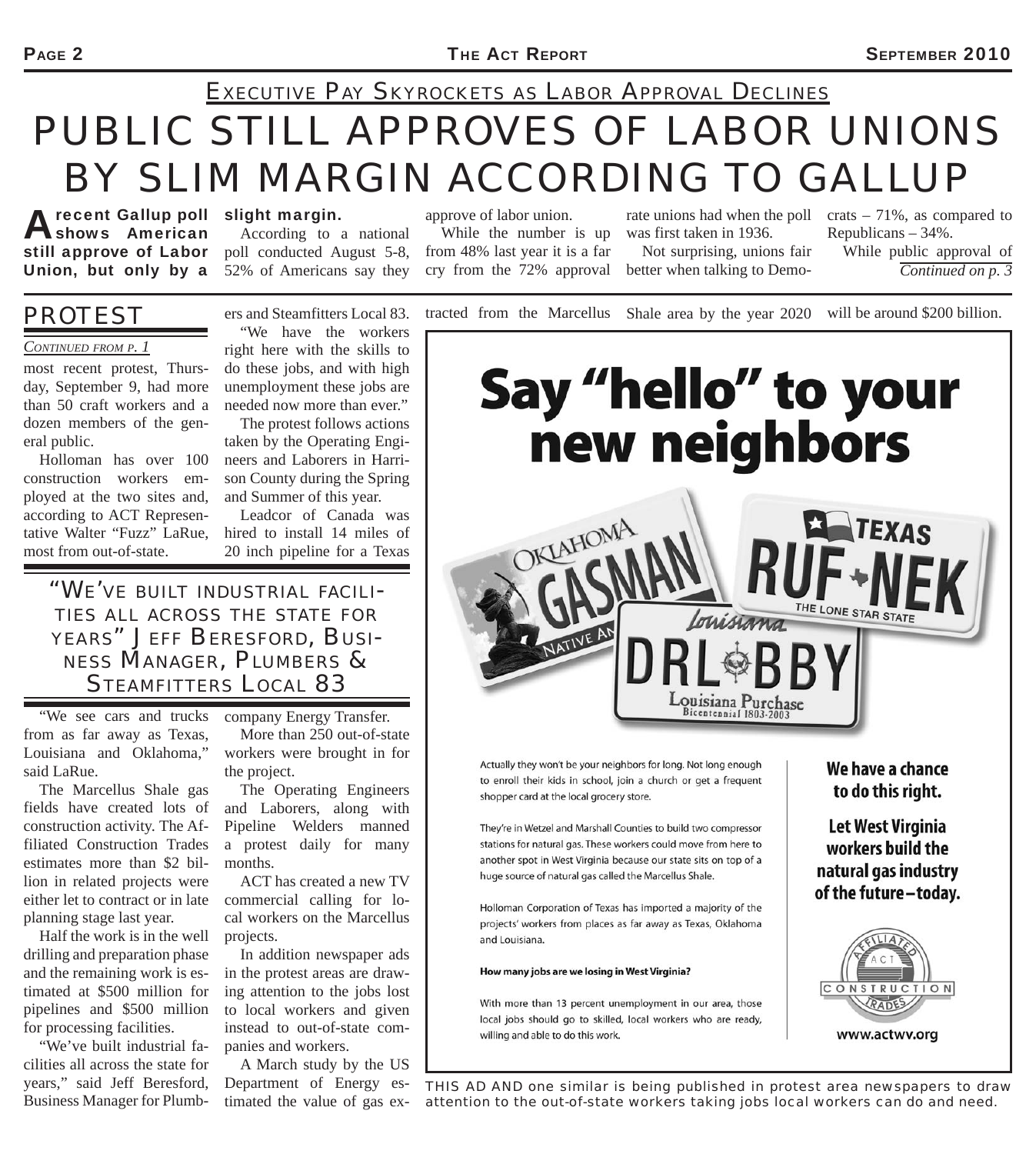## Executive Pay Skyrockets as Labor Approval Declines

# PUBLIC STILL APPROVES OF LABOR UNIONS BY SLIM MARGIN ACCORDING TO GALLUP

**A recent Gallup poll shows American still approve of Labor Union, but only by a slight margin.**

According to a national poll conducted August 5-8, 52% of Americans say they approve of labor union.

While the number is up from 48% last year it is a far cry from the 72% approval rate unions had when the poll was first taken in 1936.

Not surprising, unions fair better when talking to Democrats – 71%, as compared to Republicans – 34%.

While public approval of

*Continued on p. 3*

## PROTEST

*CONTINUED FROM P. 1*

most recent protest, Thursday, September 9, had more than 50 craft workers and a dozen members of the general public.

Holloman has over 100 construction workers employed at the two sites and, according to ACT Representative Walter "Fuzz" LaRue, most from out-of-state.

"We see cars and trucks from as far away as Texas, Louisiana and Oklahoma," said LaRue.

The Marcellus Shale gas fields have created lots of construction activity. The Affiliated Construction Trades estimates more than $2 billion in related projects were either let to contract or in late planning stage last year.

Half the work is in the well drilling and preparation phase and the remaining work is estimated at $500 million for pipelines and $500 million for processing facilities.

"We've built industrial facilities all across the state for years," said Jeff Beresford, Business Manager for Plumbers and Steamfitters Local 83.

"We have the workers right here with the skills to do these jobs, and with high unemployment these jobs are needed now more than ever."

The protest follows actions taken by the Operating Engineers and Laborers in Harrison County during the Spring and Summer of this year.

Leadcor of Canada was hired to install 14 miles of 20 inch pipeline for a Texas company Energy Transfer.

More than 250 out-of-state workers were brought in for the project.

The Operating Engineers and Laborers, along with Pipeline Welders manned a protest daily for many months.

ACT has created a new TV commercial calling for local workers on the Marcellus projects.

In addition newspaper ads in the protest areas are drawing attention to the jobs lost to local workers and given instead to out-of-state companies and workers.

A March study by the US Department of Energy estimated the value of gas extracted from the Marcellus Shale area by the year 2020 will be around $200 billion.

> "We've built industrial facilities all across the state for years" Jeff Beresford, Business Manager, Plumbers & Steamfitters Local 83

# Say "hello" to your new neighbors

OKLAHOMA GASMAN

TEXAS RUF-NEK THE LONE STAR STATE

Louisiana DRL BBY Louisiana Purchase Bicentennial 1803-2003

Actually they won't be your neighbors for long. Not long enough to enroll their kids in school, join a church or get a frequent shopper card at the local grocery store.

They're in Wetzel and Marshall Counties to build two compressor stations for natural gas. These workers could move from here to another spot in West Virginia because our state sits on top of a huge source of natural gas called the Marcellus Shale.

Holloman Corporation of Texas has imported a majority of the projects' workers from places as far away as Texas, Oklahoma and Louisiana.

**How many jobs are we losing in West Virginia?**

With more than 13 percent unemployment in our area, those local jobs should go to skilled, local workers who are ready, willing and able to do this work.

**We have a chance to do this right.**

**Let West Virginia workers build the natural gas industry of the future–today.**

Affiliated ACT Construction Trades

www.actwv.org

THIS AD AND one similar is being published in protest area newspapers to draw attention to the out-of-state workers taking jobs local workers can do and need.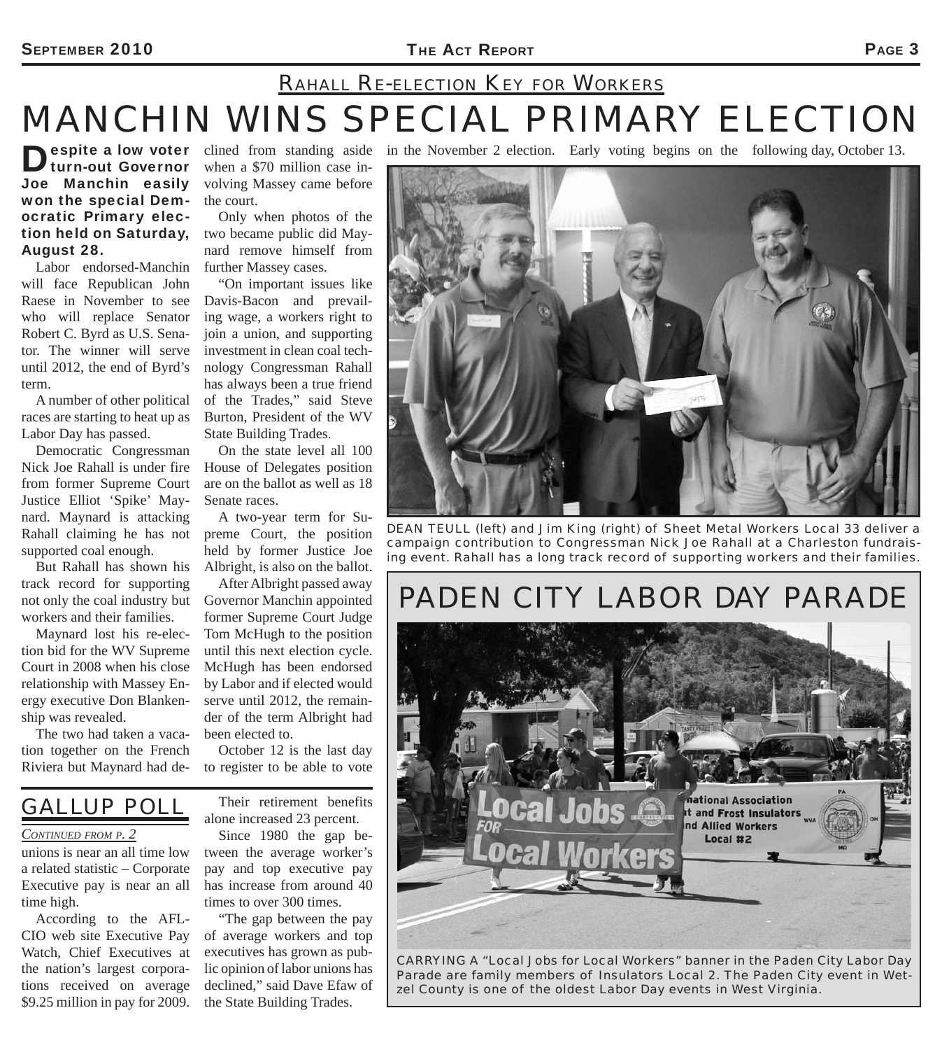## Rahall Re-election Key for Workers

# MANCHIN WINS SPECIAL PRIMARY ELECTION

**Despite a low voter turn-out Governor Joe Manchin easily won the special Democratic Primary election held on Saturday, August 28.**

Labor endorsed-Manchin will face Republican John Raese in November to see who will replace Senator Robert C. Byrd as U.S. Senator. The winner will serve until 2012, the end of Byrd's term.

A number of other political races are starting to heat up as Labor Day has passed.

Democratic Congressman Nick Joe Rahall is under fire from former Supreme Court Justice Elliot 'Spike' Maynard. Maynard is attacking Rahall claiming he has not supported coal enough.

But Rahall has shown his track record for supporting not only the coal industry but workers and their families.

Maynard lost his re-election bid for the WV Supreme Court in 2008 when his close relationship with Massey Energy executive Don Blankenship was revealed.

The two had taken a vacation together on the French Riviera but Maynard had declined from standing aside when a $70 million case involving Massey came before the court.

Only when photos of the two became public did Maynard remove himself from further Massey cases.

"On important issues like Davis-Bacon and prevailing wage, a workers right to join a union, and supporting investment in clean coal technology Congressman Rahall has always been a true friend of the Trades," said Steve Burton, President of the WV State Building Trades.

On the state level all 100 House of Delegates position are on the ballot as well as 18 Senate races.

A two-year term for Supreme Court, the position held by former Justice Joe Albright, is also on the ballot.

After Albright passed away Governor Manchin appointed former Supreme Court Judge Tom McHugh to the position until this next election cycle. McHugh has been endorsed by Labor and if elected would serve until 2012, the remainder of the term Albright had been elected to.

October 12 is the last day to register to be able to vote in the November 2 election. Early voting begins on the following day, October 13.

DEAN TEULL (left) and Jim King (right) of Sheet Metal Workers Local 33 deliver a campaign contribution to Congressman Nick Joe Rahall at a Charleston fundraising event. Rahall has a long track record of supporting workers and their families.

## GALLUP POLL

*Continued from p. 2*

unions is near an all time low a related statistic – Corporate Executive pay is near an all time high.

According to the AFL-CIO web site Executive Pay Watch, Chief Executives at the nation's largest corporations received on average $9.25 million in pay for 2009. Their retirement benefits alone increased 23 percent.

Since 1980 the gap between the average worker's pay and top executive pay has increase from around 40 times to over 300 times.

"The gap between the pay of average workers and top executives has grown as public opinion of labor unions has declined," said Dave Efaw of the State Building Trades.

## PADEN CITY LABOR DAY PARADE

CARRYING A "Local Jobs for Local Workers" banner in the Paden City Labor Day Parade are family members of Insulators Local 2. The Paden City event in Wetzel County is one of the oldest Labor Day events in West Virginia.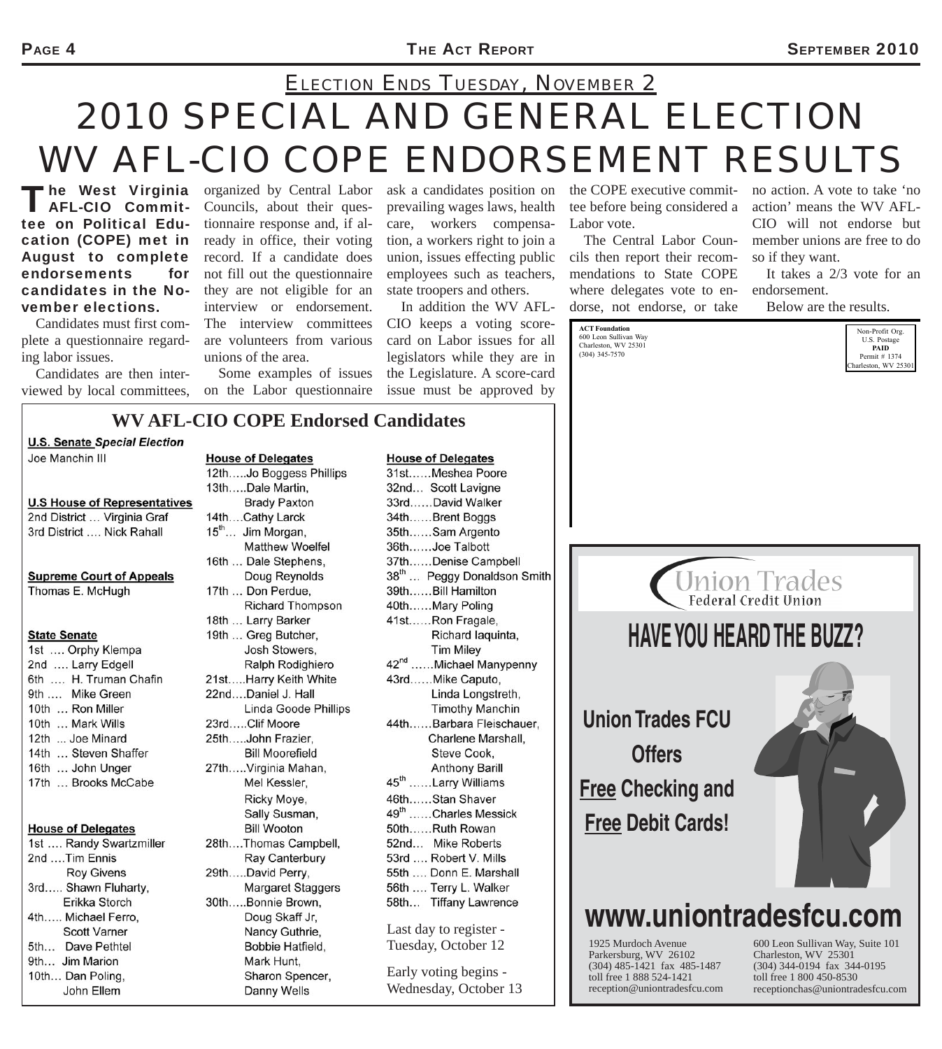## Election Ends Tuesday, November 2

# 2010 SPECIAL AND GENERAL ELECTION WV AFL-CIO COPE ENDORSEMENT RESULTS

**The West Virginia AFL-CIO Committee on Political Education (COPE) met in August to complete endorsements for candidates in the November elections.**

Candidates must first complete a questionnaire regarding labor issues.

Candidates are then interviewed by local committees, organized by Central Labor Councils, about their questionnaire response and, if already in office, their voting record. If a candidate does not fill out the questionnaire they are not eligible for an interview or endorsement. The interview committees are volunteers from various unions of the area.

Some examples of issues on the Labor questionnaire ask a candidates position on prevailing wages laws, health care, workers compensation, a workers right to join a union, issues effecting public employees such as teachers, state troopers and others.

In addition the WV AFL-CIO keeps a voting scorecard on Labor issues for all legislators while they are in the Legislature. A score-card issue must be approved by the COPE executive committee before being considered a Labor vote.

The Central Labor Councils then report their recommendations to State COPE where delegates vote to endorse, not endorse, or take no action. A vote to take 'no action' means the WV AFL-CIO will not endorse but member unions are free to do so if they want.

It takes a 2/3 vote for an endorsement.

Below are the results.

ACT Foundation
600 Leon Sullivan Way
Charleston, WV 25301
(304) 345-7570

Non-Profit Org.
U.S. Postage
**PAID**
Permit # 1374
Charleston, WV 25301

## WV AFL-CIO COPE Endorsed Candidates

**U.S. Senate *Special Election***
Joe Manchin III

**U.S House of Representatives**
2nd District … Virginia Graf
3rd District …. Nick Rahall

**Supreme Court of Appeals**
Thomas E. McHugh

**State Senate**
1st …. Orphy Klempa
2nd …. Larry Edgell
6th …. H. Truman Chafin
9th …. Mike Green
10th … Ron Miller
10th … Mark Wills
12th ... Joe Minard
14th … Steven Shaffer
16th … John Unger
17th … Brooks McCabe

**House of Delegates**
1st …. Randy Swartzmiller
2nd ….Tim Ennis, Roy Givens
3rd….. Shawn Fluharty, Erikka Storch
4th….. Michael Ferro, Scott Varner
5th… Dave Pethtel
9th… Jim Marion
10th… Dan Poling, John Ellem
12th…..Jo Boggess Phillips
13th…..Dale Martin, Brady Paxton
14th….Cathy Larck
15th… Jim Morgan, Matthew Woelfel
16th … Dale Stephens, Doug Reynolds
17th … Don Perdue, Richard Thompson
18th … Larry Barker
19th … Greg Butcher, Josh Stowers, Ralph Rodighiero
21st…..Harry Keith White
22nd….Daniel J. Hall, Linda Goode Phillips
23rd…..Clif Moore
25th…..John Frazier, Bill Moorefield
27th…..Virginia Mahan, Mel Kessler, Ricky Moye, Sally Susman, Bill Wooton
28th….Thomas Campbell, Ray Canterbury
29th…..David Perry, Margaret Staggers
30th…..Bonnie Brown, Doug Skaff Jr, Nancy Guthrie, Bobbie Hatfield, Mark Hunt, Sharon Spencer, Danny Wells
31st……Meshea Poore
32nd… Scott Lavigne
33rd……David Walker
34th……Brent Boggs
35th……Sam Argento
36th……Joe Talbott
37th……Denise Campbell
38th … Peggy Donaldson Smith
39th……Bill Hamilton
40th……Mary Poling
41st……Ron Fragale, Richard Iaquinta, Tim Miley
42nd ……Michael Manypenny
43rd……Mike Caputo, Linda Longstreth, Timothy Manchin
44th……Barbara Fleischauer, Charlene Marshall, Steve Cook, Anthony Barill
45th ……Larry Williams
46th……Stan Shaver
49th ……Charles Messick
50th……Ruth Rowan
52nd… Mike Roberts
53rd …. Robert V. Mills
55th …. Donn E. Marshall
56th …. Terry L. Walker
58th… Tiffany Lawrence

Last day to register - Tuesday, October 12

Early voting begins - Wednesday, October 13

---

Union Trades Federal Credit Union

**HAVE YOU HEARD THE BUZZ?**

**Union Trades FCU Offers Free Checking and Free Debit Cards!**

**www.uniontradesfcu.com**

1925 Murdoch Avenue
Parkersburg, WV 26102
(304) 485-1421 fax 485-1487
toll free 1 888 524-1421
reception@uniontradesfcu.com

600 Leon Sullivan Way, Suite 101
Charleston, WV 25301
(304) 344-0194 fax 344-0195
toll free 1 800 450-8530
receptionchas@uniontradesfcu.com